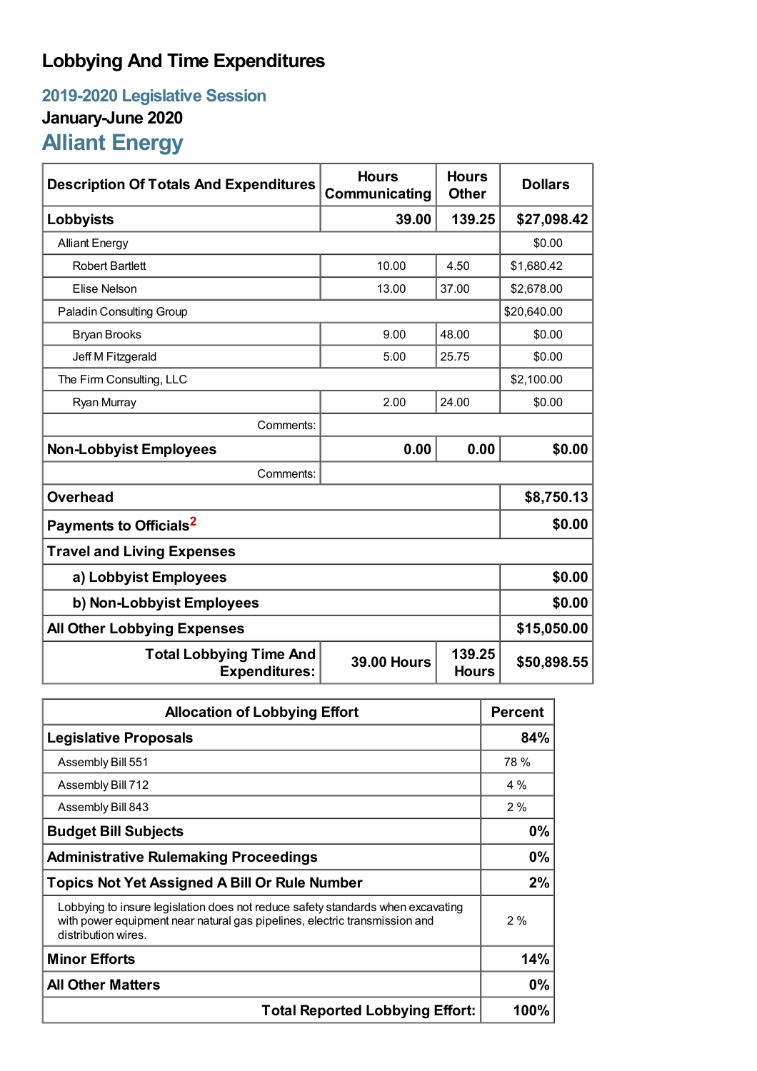# Lobbying And Time Expenditures

## 2019-2020 Legislative Session

### January-June 2020

## Alliant Energy

| Description Of Totals And Expenditures | Hours Communicating | Hours Other | Dollars |
|---|---|---|---|
| **Lobbyists** | **39.00** | **139.25** | **$27,098.42** |
| Alliant Energy | | | $0.00 |
| Robert Bartlett | 10.00 | 4.50 | $1,680.42 |
| Elise Nelson | 13.00 | 37.00 | $2,678.00 |
| Paladin Consulting Group | | | $20,640.00 |
| Bryan Brooks | 9.00 | 48.00 | $0.00 |
| Jeff M Fitzgerald | 5.00 | 25.75 | $0.00 |
| The Firm Consulting, LLC | | | $2,100.00 |
| Ryan Murray | 2.00 | 24.00 | $0.00 |
| Comments: | | | |
| **Non-Lobbyist Employees** | **0.00** | **0.00** | **$0.00** |
| Comments: | | | |
| **Overhead** | | | **$8,750.13** |
| **Payments to Officials[2]** | | | **$0.00** |
| **Travel and Living Expenses** | | | |
| **a) Lobbyist Employees** | | | **$0.00** |
| **b) Non-Lobbyist Employees** | | | **$0.00** |
| **All Other Lobbying Expenses** | | | **$15,050.00** |
| **Total Lobbying Time And Expenditures:** | **39.00 Hours** | **139.25 Hours** | **$50,898.55** |

| Allocation of Lobbying Effort | Percent |
|---|---|
| **Legislative Proposals** | **84%** |
| Assembly Bill 551 | 78 % |
| Assembly Bill 712 | 4 % |
| Assembly Bill 843 | 2 % |
| **Budget Bill Subjects** | **0%** |
| **Administrative Rulemaking Proceedings** | **0%** |
| **Topics Not Yet Assigned A Bill Or Rule Number** | **2%** |
| Lobbying to insure legislation does not reduce safety standards when excavating with power equipment near natural gas pipelines, electric transmission and distribution wires. | 2 % |
| **Minor Efforts** | **14%** |
| **All Other Matters** | **0%** |
| **Total Reported Lobbying Effort:** | **100%** |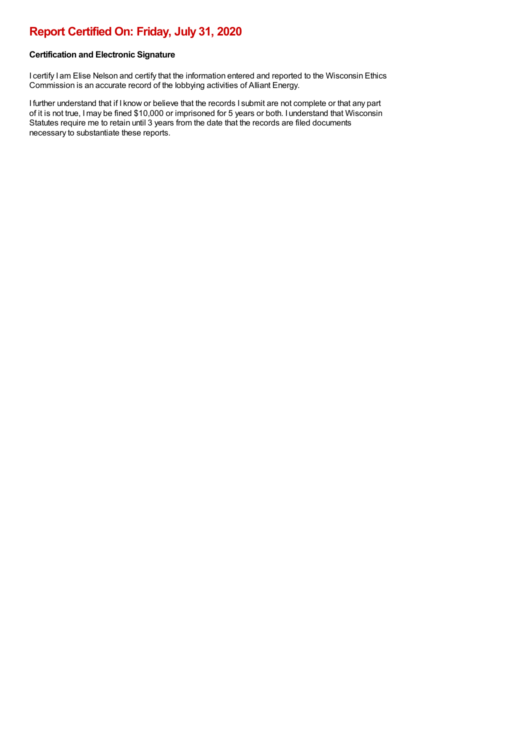# Report Certified On: Friday, July 31, 2020

**Certification and Electronic Signature**

I certify I am Elise Nelson and certify that the information entered and reported to the Wisconsin Ethics Commission is an accurate record of the lobbying activities of Alliant Energy.

I further understand that if I know or believe that the records I submit are not complete or that any part of it is not true, I may be fined $10,000 or imprisoned for 5 years or both. I understand that Wisconsin Statutes require me to retain until 3 years from the date that the records are filed documents necessary to substantiate these reports.